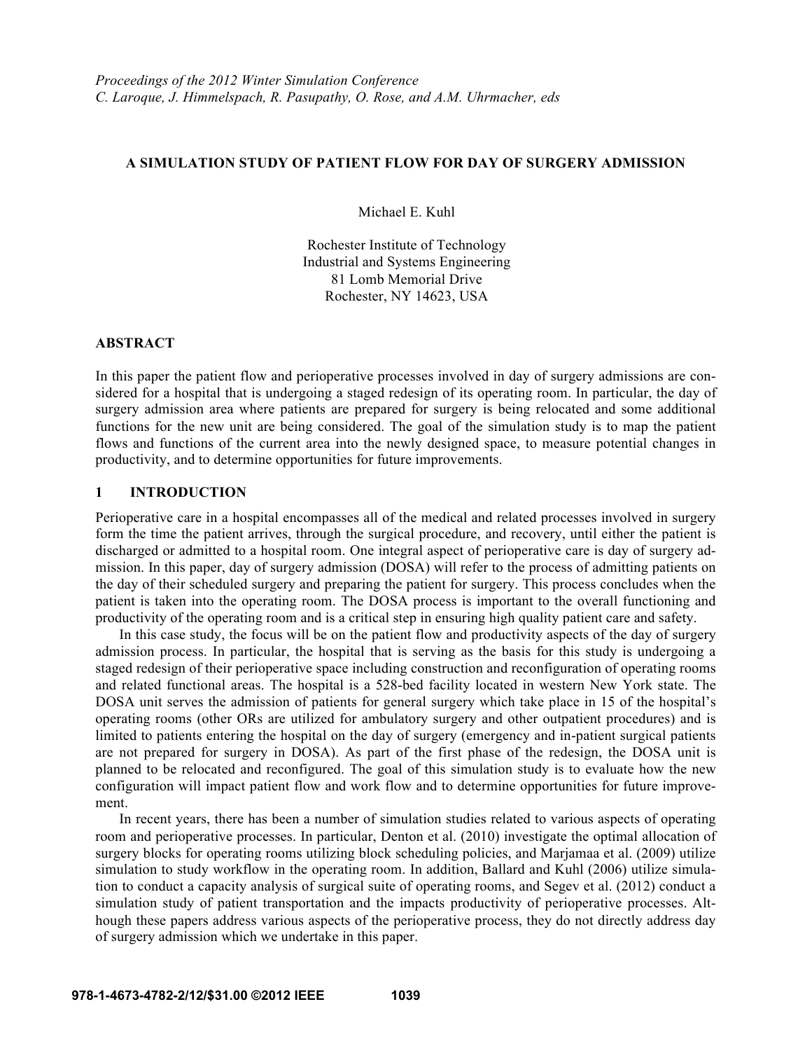*Proceedings of the 2012 Winter Simulation Conference*
*C. Laroque, J. Himmelspach, R. Pasupathy, O. Rose, and A.M. Uhrmacher, eds*

# A SIMULATION STUDY OF PATIENT FLOW FOR DAY OF SURGERY ADMISSION

Michael E. Kuhl

Rochester Institute of Technology
Industrial and Systems Engineering
81 Lomb Memorial Drive
Rochester, NY 14623, USA

## ABSTRACT

In this paper the patient flow and perioperative processes involved in day of surgery admissions are considered for a hospital that is undergoing a staged redesign of its operating room. In particular, the day of surgery admission area where patients are prepared for surgery is being relocated and some additional functions for the new unit are being considered. The goal of the simulation study is to map the patient flows and functions of the current area into the newly designed space, to measure potential changes in productivity, and to determine opportunities for future improvements.

## 1 INTRODUCTION

Perioperative care in a hospital encompasses all of the medical and related processes involved in surgery form the time the patient arrives, through the surgical procedure, and recovery, until either the patient is discharged or admitted to a hospital room. One integral aspect of perioperative care is day of surgery admission. In this paper, day of surgery admission (DOSA) will refer to the process of admitting patients on the day of their scheduled surgery and preparing the patient for surgery. This process concludes when the patient is taken into the operating room. The DOSA process is important to the overall functioning and productivity of the operating room and is a critical step in ensuring high quality patient care and safety.

In this case study, the focus will be on the patient flow and productivity aspects of the day of surgery admission process. In particular, the hospital that is serving as the basis for this study is undergoing a staged redesign of their perioperative space including construction and reconfiguration of operating rooms and related functional areas. The hospital is a 528-bed facility located in western New York state. The DOSA unit serves the admission of patients for general surgery which take place in 15 of the hospital's operating rooms (other ORs are utilized for ambulatory surgery and other outpatient procedures) and is limited to patients entering the hospital on the day of surgery (emergency and in-patient surgical patients are not prepared for surgery in DOSA). As part of the first phase of the redesign, the DOSA unit is planned to be relocated and reconfigured. The goal of this simulation study is to evaluate how the new configuration will impact patient flow and work flow and to determine opportunities for future improvement.

In recent years, there has been a number of simulation studies related to various aspects of operating room and perioperative processes. In particular, Denton et al. (2010) investigate the optimal allocation of surgery blocks for operating rooms utilizing block scheduling policies, and Marjamaa et al. (2009) utilize simulation to study workflow in the operating room. In addition, Ballard and Kuhl (2006) utilize simulation to conduct a capacity analysis of surgical suite of operating rooms, and Segev et al. (2012) conduct a simulation study of patient transportation and the impacts productivity of perioperative processes. Although these papers address various aspects of the perioperative process, they do not directly address day of surgery admission which we undertake in this paper.

**978-1-4673-4782-2/12/$31.00 ©2012 IEEE**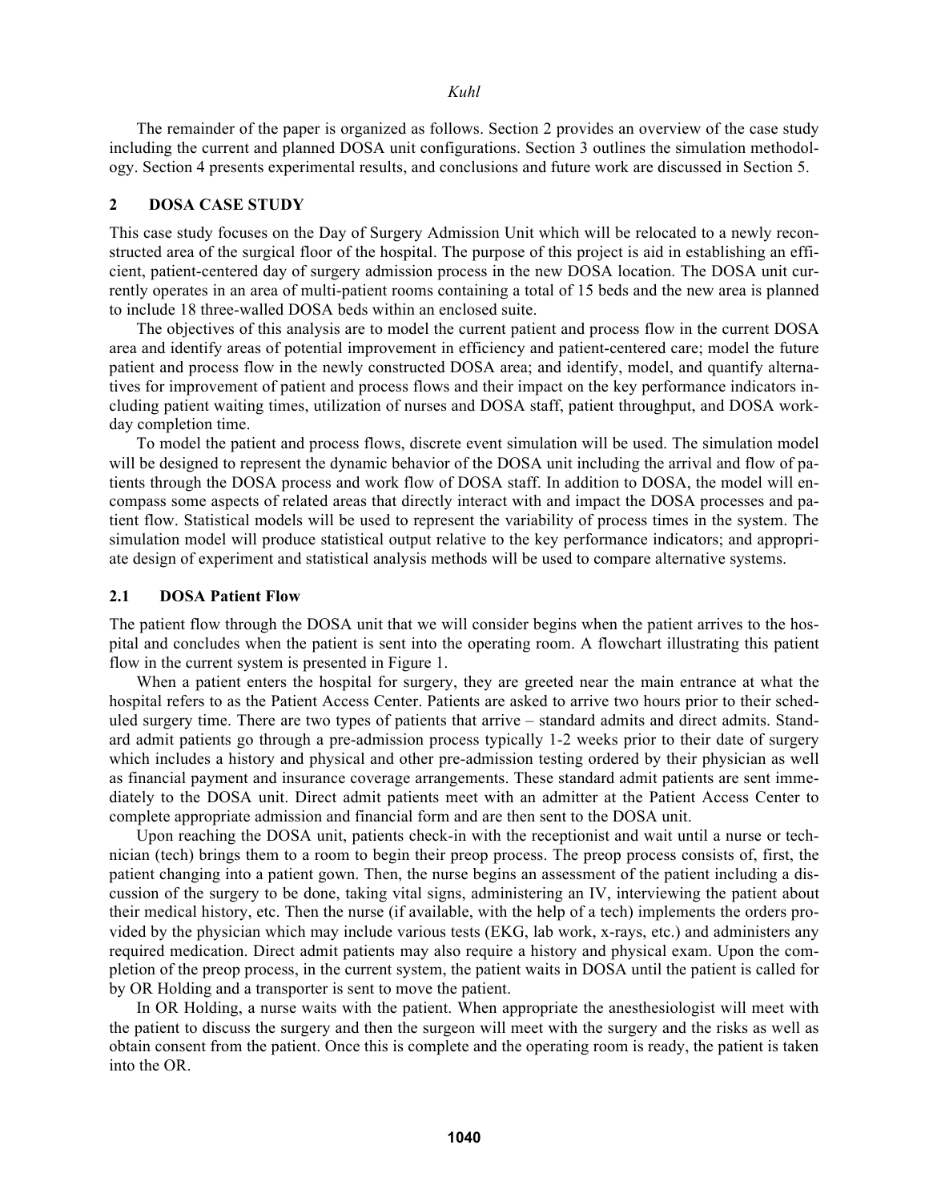The remainder of the paper is organized as follows. Section 2 provides an overview of the case study including the current and planned DOSA unit configurations. Section 3 outlines the simulation methodology. Section 4 presents experimental results, and conclusions and future work are discussed in Section 5.

## 2 DOSA CASE STUDY

This case study focuses on the Day of Surgery Admission Unit which will be relocated to a newly reconstructed area of the surgical floor of the hospital. The purpose of this project is aid in establishing an efficient, patient-centered day of surgery admission process in the new DOSA location. The DOSA unit currently operates in an area of multi-patient rooms containing a total of 15 beds and the new area is planned to include 18 three-walled DOSA beds within an enclosed suite.

The objectives of this analysis are to model the current patient and process flow in the current DOSA area and identify areas of potential improvement in efficiency and patient-centered care; model the future patient and process flow in the newly constructed DOSA area; and identify, model, and quantify alternatives for improvement of patient and process flows and their impact on the key performance indicators including patient waiting times, utilization of nurses and DOSA staff, patient throughput, and DOSA workday completion time.

To model the patient and process flows, discrete event simulation will be used. The simulation model will be designed to represent the dynamic behavior of the DOSA unit including the arrival and flow of patients through the DOSA process and work flow of DOSA staff. In addition to DOSA, the model will encompass some aspects of related areas that directly interact with and impact the DOSA processes and patient flow. Statistical models will be used to represent the variability of process times in the system. The simulation model will produce statistical output relative to the key performance indicators; and appropriate design of experiment and statistical analysis methods will be used to compare alternative systems.

### 2.1 DOSA Patient Flow

The patient flow through the DOSA unit that we will consider begins when the patient arrives to the hospital and concludes when the patient is sent into the operating room. A flowchart illustrating this patient flow in the current system is presented in Figure 1.

When a patient enters the hospital for surgery, they are greeted near the main entrance at what the hospital refers to as the Patient Access Center. Patients are asked to arrive two hours prior to their scheduled surgery time. There are two types of patients that arrive – standard admits and direct admits. Standard admit patients go through a pre-admission process typically 1-2 weeks prior to their date of surgery which includes a history and physical and other pre-admission testing ordered by their physician as well as financial payment and insurance coverage arrangements. These standard admit patients are sent immediately to the DOSA unit. Direct admit patients meet with an admitter at the Patient Access Center to complete appropriate admission and financial form and are then sent to the DOSA unit.

Upon reaching the DOSA unit, patients check-in with the receptionist and wait until a nurse or technician (tech) brings them to a room to begin their preop process. The preop process consists of, first, the patient changing into a patient gown. Then, the nurse begins an assessment of the patient including a discussion of the surgery to be done, taking vital signs, administering an IV, interviewing the patient about their medical history, etc. Then the nurse (if available, with the help of a tech) implements the orders provided by the physician which may include various tests (EKG, lab work, x-rays, etc.) and administers any required medication. Direct admit patients may also require a history and physical exam. Upon the completion of the preop process, in the current system, the patient waits in DOSA until the patient is called for by OR Holding and a transporter is sent to move the patient.

In OR Holding, a nurse waits with the patient. When appropriate the anesthesiologist will meet with the patient to discuss the surgery and then the surgeon will meet with the surgery and the risks as well as obtain consent from the patient. Once this is complete and the operating room is ready, the patient is taken into the OR.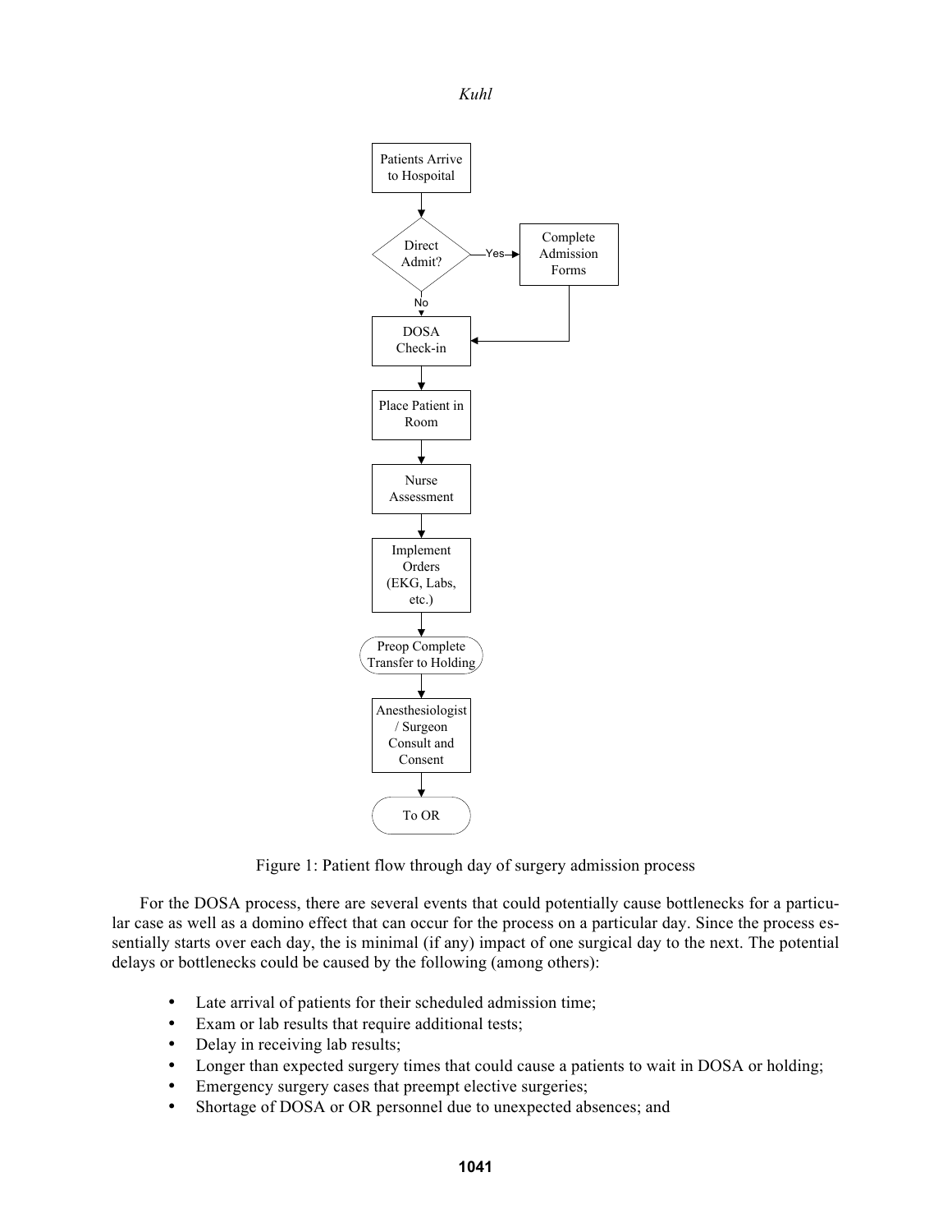Figure 1: Patient flow through day of surgery admission process

For the DOSA process, there are several events that could potentially cause bottlenecks for a particular case as well as a domino effect that can occur for the process on a particular day. Since the process essentially starts over each day, the is minimal (if any) impact of one surgical day to the next. The potential delays or bottlenecks could be caused by the following (among others):

- Late arrival of patients for their scheduled admission time;
- Exam or lab results that require additional tests;
- Delay in receiving lab results;
- Longer than expected surgery times that could cause a patients to wait in DOSA or holding;
- Emergency surgery cases that preempt elective surgeries;
- Shortage of DOSA or OR personnel due to unexpected absences; and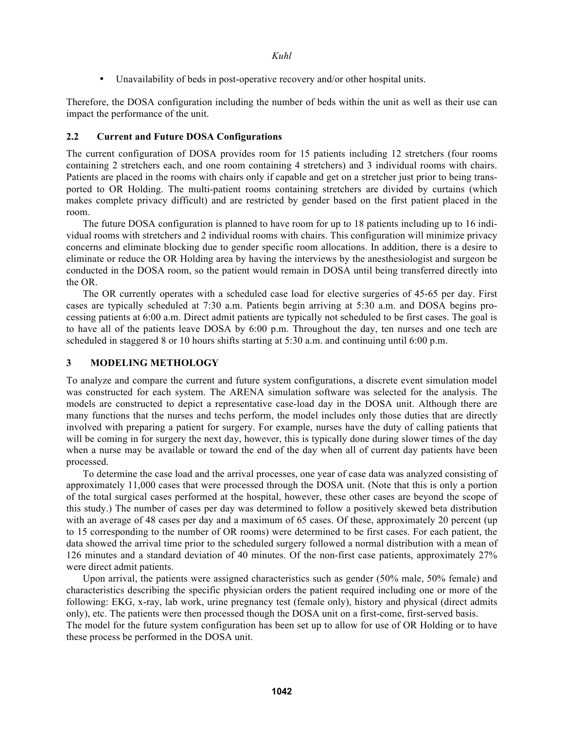- Unavailability of beds in post-operative recovery and/or other hospital units.

Therefore, the DOSA configuration including the number of beds within the unit as well as their use can impact the performance of the unit.

### 2.2 Current and Future DOSA Configurations

The current configuration of DOSA provides room for 15 patients including 12 stretchers (four rooms containing 2 stretchers each, and one room containing 4 stretchers) and 3 individual rooms with chairs. Patients are placed in the rooms with chairs only if capable and get on a stretcher just prior to being transported to OR Holding. The multi-patient rooms containing stretchers are divided by curtains (which makes complete privacy difficult) and are restricted by gender based on the first patient placed in the room.

The future DOSA configuration is planned to have room for up to 18 patients including up to 16 individual rooms with stretchers and 2 individual rooms with chairs. This configuration will minimize privacy concerns and eliminate blocking due to gender specific room allocations. In addition, there is a desire to eliminate or reduce the OR Holding area by having the interviews by the anesthesiologist and surgeon be conducted in the DOSA room, so the patient would remain in DOSA until being transferred directly into the OR.

The OR currently operates with a scheduled case load for elective surgeries of 45-65 per day. First cases are typically scheduled at 7:30 a.m. Patients begin arriving at 5:30 a.m. and DOSA begins processing patients at 6:00 a.m. Direct admit patients are typically not scheduled to be first cases. The goal is to have all of the patients leave DOSA by 6:00 p.m. Throughout the day, ten nurses and one tech are scheduled in staggered 8 or 10 hours shifts starting at 5:30 a.m. and continuing until 6:00 p.m.

## 3 MODELING METHOLOGY

To analyze and compare the current and future system configurations, a discrete event simulation model was constructed for each system. The ARENA simulation software was selected for the analysis. The models are constructed to depict a representative case-load day in the DOSA unit. Although there are many functions that the nurses and techs perform, the model includes only those duties that are directly involved with preparing a patient for surgery. For example, nurses have the duty of calling patients that will be coming in for surgery the next day, however, this is typically done during slower times of the day when a nurse may be available or toward the end of the day when all of current day patients have been processed.

To determine the case load and the arrival processes, one year of case data was analyzed consisting of approximately 11,000 cases that were processed through the DOSA unit. (Note that this is only a portion of the total surgical cases performed at the hospital, however, these other cases are beyond the scope of this study.) The number of cases per day was determined to follow a positively skewed beta distribution with an average of 48 cases per day and a maximum of 65 cases. Of these, approximately 20 percent (up to 15 corresponding to the number of OR rooms) were determined to be first cases. For each patient, the data showed the arrival time prior to the scheduled surgery followed a normal distribution with a mean of 126 minutes and a standard deviation of 40 minutes. Of the non-first case patients, approximately 27% were direct admit patients.

Upon arrival, the patients were assigned characteristics such as gender (50% male, 50% female) and characteristics describing the specific physician orders the patient required including one or more of the following: EKG, x-ray, lab work, urine pregnancy test (female only), history and physical (direct admits only), etc. The patients were then processed though the DOSA unit on a first-come, first-served basis.

The model for the future system configuration has been set up to allow for use of OR Holding or to have these process be performed in the DOSA unit.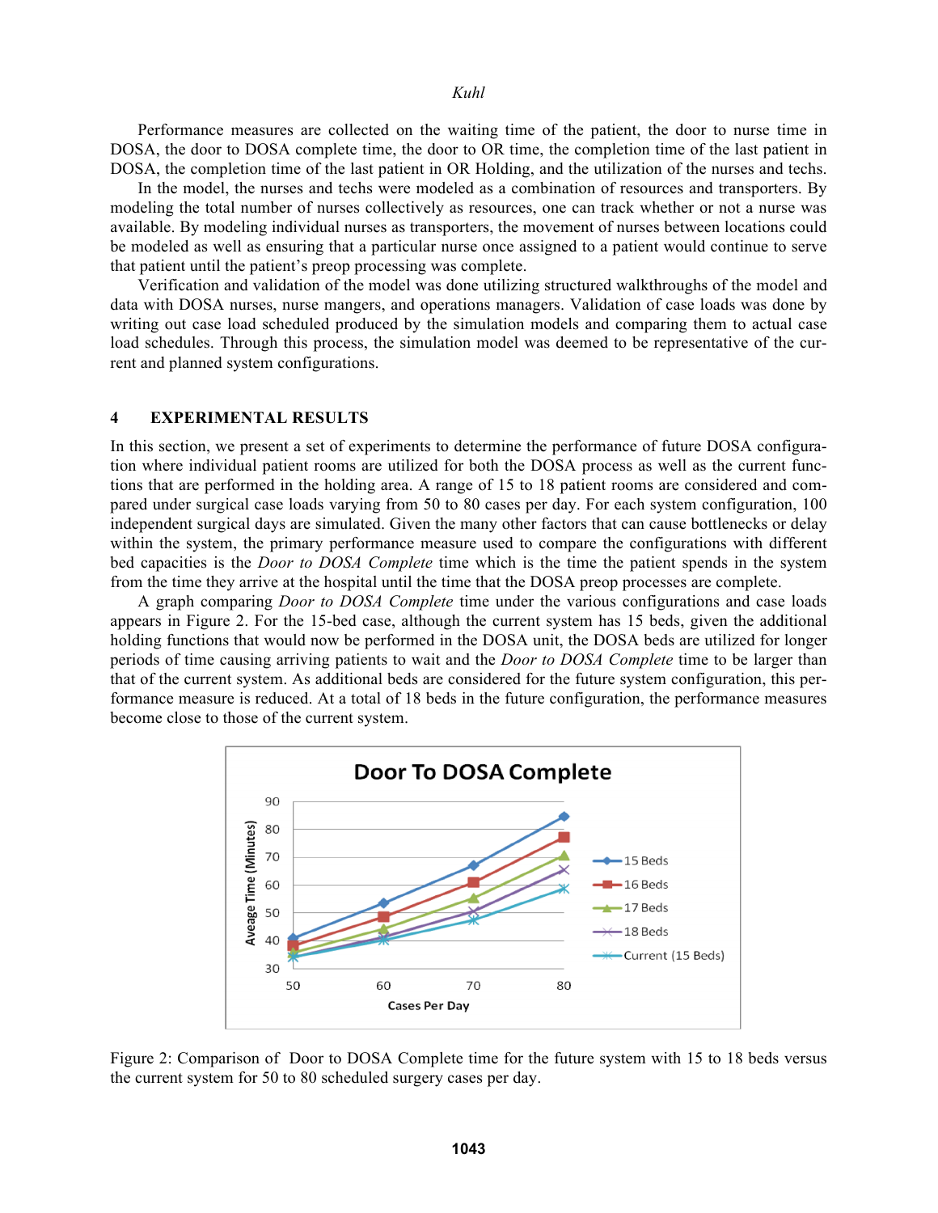Performance measures are collected on the waiting time of the patient, the door to nurse time in DOSA, the door to DOSA complete time, the door to OR time, the completion time of the last patient in DOSA, the completion time of the last patient in OR Holding, and the utilization of the nurses and techs.

In the model, the nurses and techs were modeled as a combination of resources and transporters. By modeling the total number of nurses collectively as resources, one can track whether or not a nurse was available. By modeling individual nurses as transporters, the movement of nurses between locations could be modeled as well as ensuring that a particular nurse once assigned to a patient would continue to serve that patient until the patient's preop processing was complete.

Verification and validation of the model was done utilizing structured walkthroughs of the model and data with DOSA nurses, nurse mangers, and operations managers. Validation of case loads was done by writing out case load scheduled produced by the simulation models and comparing them to actual case load schedules. Through this process, the simulation model was deemed to be representative of the current and planned system configurations.

## 4 EXPERIMENTAL RESULTS

In this section, we present a set of experiments to determine the performance of future DOSA configuration where individual patient rooms are utilized for both the DOSA process as well as the current functions that are performed in the holding area. A range of 15 to 18 patient rooms are considered and compared under surgical case loads varying from 50 to 80 cases per day. For each system configuration, 100 independent surgical days are simulated. Given the many other factors that can cause bottlenecks or delay within the system, the primary performance measure used to compare the configurations with different bed capacities is the *Door to DOSA Complete* time which is the time the patient spends in the system from the time they arrive at the hospital until the time that the DOSA preop processes are complete.

A graph comparing *Door to DOSA Complete* time under the various configurations and case loads appears in Figure 2. For the 15-bed case, although the current system has 15 beds, given the additional holding functions that would now be performed in the DOSA unit, the DOSA beds are utilized for longer periods of time causing arriving patients to wait and the *Door to DOSA Complete* time to be larger than that of the current system. As additional beds are considered for the future system configuration, this performance measure is reduced. At a total of 18 beds in the future configuration, the performance measures become close to those of the current system.

Door To DOSA Complete

Aveage Time (Minutes)

90
80
70
60
50
40
30

50 60 70 80

Cases Per Day

15 Beds
16 Beds
17 Beds
18 Beds
Current (15 Beds)

Figure 2: Comparison of Door to DOSA Complete time for the future system with 15 to 18 beds versus the current system for 50 to 80 scheduled surgery cases per day.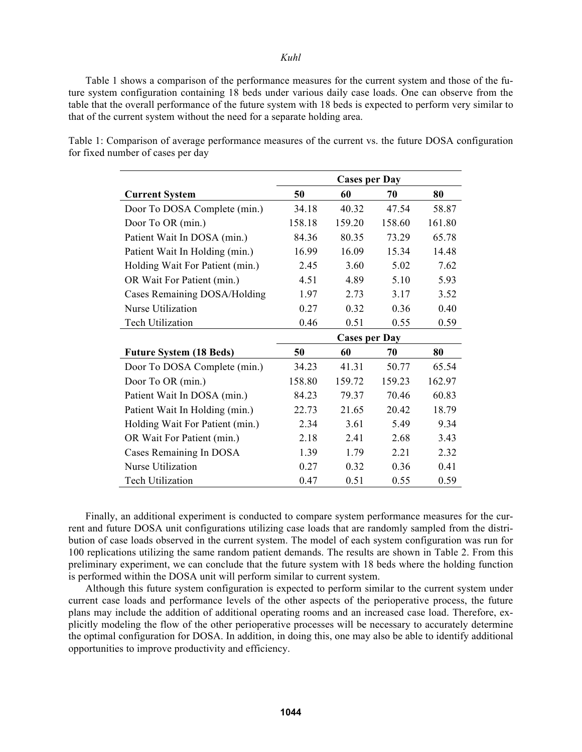Table 1 shows a comparison of the performance measures for the current system and those of the future system configuration containing 18 beds under various daily case loads. One can observe from the table that the overall performance of the future system with 18 beds is expected to perform very similar to that of the current system without the need for a separate holding area.

Table 1: Comparison of average performance measures of the current vs. the future DOSA configuration for fixed number of cases per day

| | Cases per Day | | | |
|---|---|---|---|---|
| **Current System** | **50** | **60** | **70** | **80** |
| Door To DOSA Complete (min.) | 34.18 | 40.32 | 47.54 | 58.87 |
| Door To OR (min.) | 158.18 | 159.20 | 158.60 | 161.80 |
| Patient Wait In DOSA (min.) | 84.36 | 80.35 | 73.29 | 65.78 |
| Patient Wait In Holding (min.) | 16.99 | 16.09 | 15.34 | 14.48 |
| Holding Wait For Patient (min.) | 2.45 | 3.60 | 5.02 | 7.62 |
| OR Wait For Patient (min.) | 4.51 | 4.89 | 5.10 | 5.93 |
| Cases Remaining DOSA/Holding | 1.97 | 2.73 | 3.17 | 3.52 |
| Nurse Utilization | 0.27 | 0.32 | 0.36 | 0.40 |
| Tech Utilization | 0.46 | 0.51 | 0.55 | 0.59 |
| | **Cases per Day** | | | |
| **Future System (18 Beds)** | **50** | **60** | **70** | **80** |
| Door To DOSA Complete (min.) | 34.23 | 41.31 | 50.77 | 65.54 |
| Door To OR (min.) | 158.80 | 159.72 | 159.23 | 162.97 |
| Patient Wait In DOSA (min.) | 84.23 | 79.37 | 70.46 | 60.83 |
| Patient Wait In Holding (min.) | 22.73 | 21.65 | 20.42 | 18.79 |
| Holding Wait For Patient (min.) | 2.34 | 3.61 | 5.49 | 9.34 |
| OR Wait For Patient (min.) | 2.18 | 2.41 | 2.68 | 3.43 |
| Cases Remaining In DOSA | 1.39 | 1.79 | 2.21 | 2.32 |
| Nurse Utilization | 0.27 | 0.32 | 0.36 | 0.41 |
| Tech Utilization | 0.47 | 0.51 | 0.55 | 0.59 |

Finally, an additional experiment is conducted to compare system performance measures for the current and future DOSA unit configurations utilizing case loads that are randomly sampled from the distribution of case loads observed in the current system. The model of each system configuration was run for 100 replications utilizing the same random patient demands. The results are shown in Table 2. From this preliminary experiment, we can conclude that the future system with 18 beds where the holding function is performed within the DOSA unit will perform similar to current system.

Although this future system configuration is expected to perform similar to the current system under current case loads and performance levels of the other aspects of the perioperative process, the future plans may include the addition of additional operating rooms and an increased case load. Therefore, explicitly modeling the flow of the other perioperative processes will be necessary to accurately determine the optimal configuration for DOSA. In addition, in doing this, one may also be able to identify additional opportunities to improve productivity and efficiency.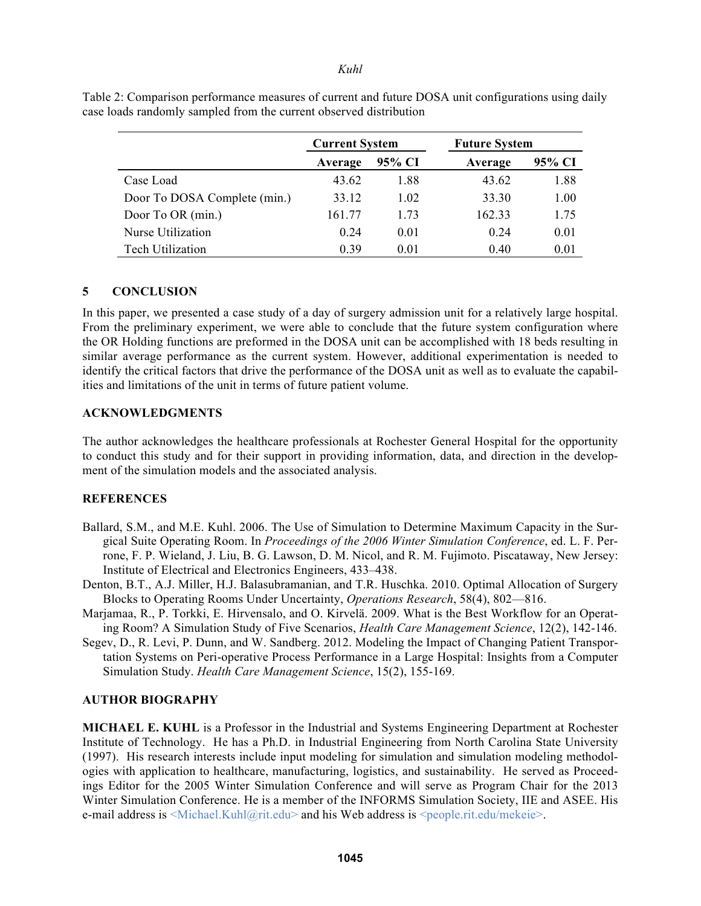Table 2: Comparison performance measures of current and future DOSA unit configurations using daily case loads randomly sampled from the current observed distribution

| | Current System | | Future System | |
|---|---|---|---|---|
| | Average | 95% CI | Average | 95% CI |
| Case Load | 43.62 | 1.88 | 43.62 | 1.88 |
| Door To DOSA Complete (min.) | 33.12 | 1.02 | 33.30 | 1.00 |
| Door To OR (min.) | 161.77 | 1.73 | 162.33 | 1.75 |
| Nurse Utilization | 0.24 | 0.01 | 0.24 | 0.01 |
| Tech Utilization | 0.39 | 0.01 | 0.40 | 0.01 |

## 5 CONCLUSION

In this paper, we presented a case study of a day of surgery admission unit for a relatively large hospital. From the preliminary experiment, we were able to conclude that the future system configuration where the OR Holding functions are preformed in the DOSA unit can be accomplished with 18 beds resulting in similar average performance as the current system. However, additional experimentation is needed to identify the critical factors that drive the performance of the DOSA unit as well as to evaluate the capabilities and limitations of the unit in terms of future patient volume.

## ACKNOWLEDGMENTS

The author acknowledges the healthcare professionals at Rochester General Hospital for the opportunity to conduct this study and for their support in providing information, data, and direction in the development of the simulation models and the associated analysis.

## REFERENCES

Ballard, S.M., and M.E. Kuhl. 2006. The Use of Simulation to Determine Maximum Capacity in the Surgical Suite Operating Room. In *Proceedings of the 2006 Winter Simulation Conference*, ed. L. F. Perrone, F. P. Wieland, J. Liu, B. G. Lawson, D. M. Nicol, and R. M. Fujimoto. Piscataway, New Jersey: Institute of Electrical and Electronics Engineers, 433–438.

Denton, B.T., A.J. Miller, H.J. Balasubramanian, and T.R. Huschka. 2010. Optimal Allocation of Surgery Blocks to Operating Rooms Under Uncertainty, *Operations Research*, 58(4), 802—816.

Marjamaa, R., P. Torkki, E. Hirvensalo, and O. Kirvelä. 2009. What is the Best Workflow for an Operating Room? A Simulation Study of Five Scenarios, *Health Care Management Science*, 12(2), 142-146.

Segev, D., R. Levi, P. Dunn, and W. Sandberg. 2012. Modeling the Impact of Changing Patient Transportation Systems on Peri-operative Process Performance in a Large Hospital: Insights from a Computer Simulation Study. *Health Care Management Science*, 15(2), 155-169.

## AUTHOR BIOGRAPHY

**MICHAEL E. KUHL** is a Professor in the Industrial and Systems Engineering Department at Rochester Institute of Technology. He has a Ph.D. in Industrial Engineering from North Carolina State University (1997). His research interests include input modeling for simulation and simulation modeling methodologies with application to healthcare, manufacturing, logistics, and sustainability. He served as Proceedings Editor for the 2005 Winter Simulation Conference and will serve as Program Chair for the 2013 Winter Simulation Conference. He is a member of the INFORMS Simulation Society, IIE and ASEE. His e-mail address is <Michael.Kuhl@rit.edu> and his Web address is <people.rit.edu/mekeie>.